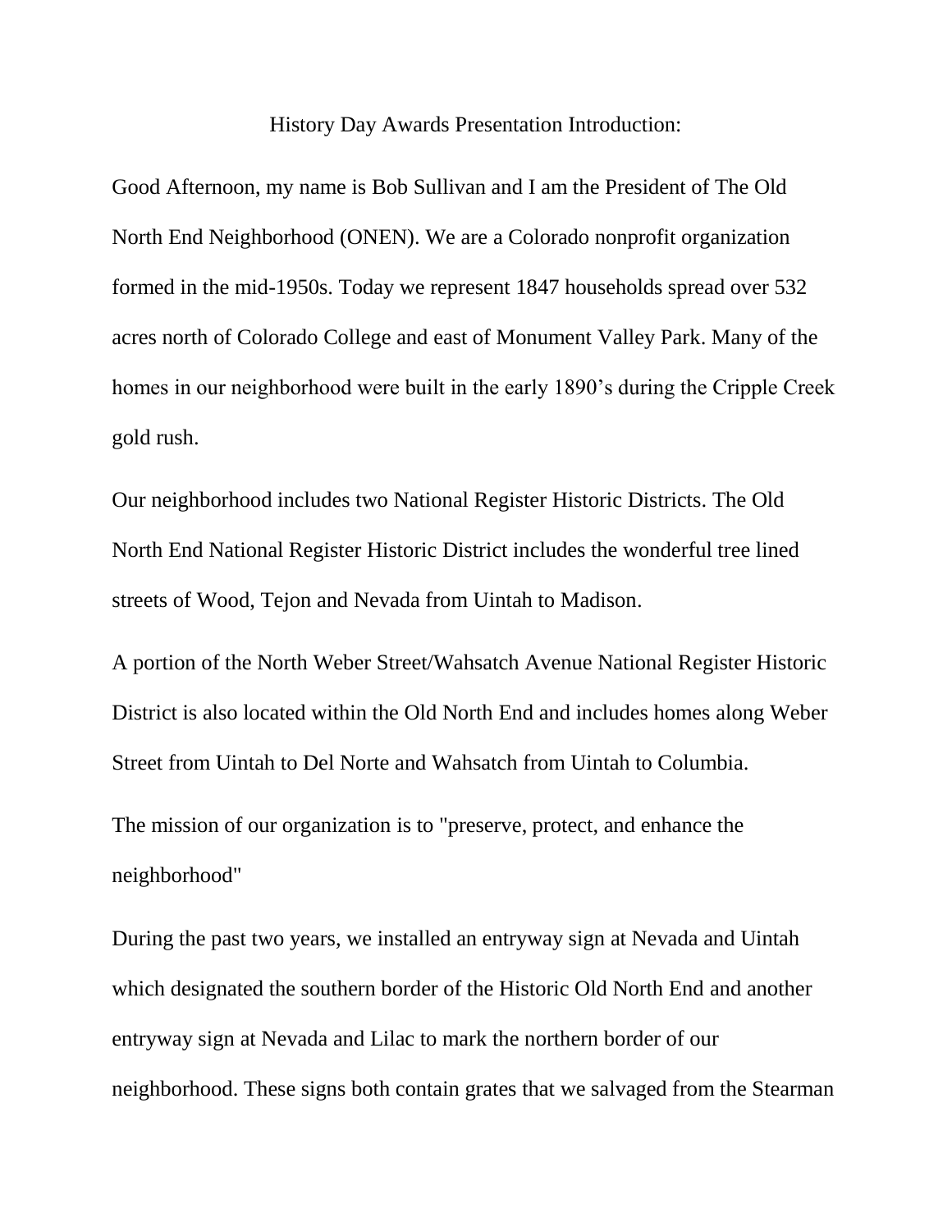# History Day Awards Presentation Introduction:

Good Afternoon, my name is Bob Sullivan and I am the President of The Old North End Neighborhood (ONEN). We are a Colorado nonprofit organization formed in the mid-1950s. Today we represent 1847 households spread over 532 acres north of Colorado College and east of Monument Valley Park. Many of the homes in our neighborhood were built in the early 1890's during the Cripple Creek gold rush.

Our neighborhood includes two National Register Historic Districts. The Old North End National Register Historic District includes the wonderful tree lined streets of Wood, Tejon and Nevada from Uintah to Madison.

A portion of the North Weber Street/Wahsatch Avenue National Register Historic District is also located within the Old North End and includes homes along Weber Street from Uintah to Del Norte and Wahsatch from Uintah to Columbia.

The mission of our organization is to "preserve, protect, and enhance the neighborhood"

During the past two years, we installed an entryway sign at Nevada and Uintah which designated the southern border of the Historic Old North End and another entryway sign at Nevada and Lilac to mark the northern border of our neighborhood. These signs both contain grates that we salvaged from the Stearman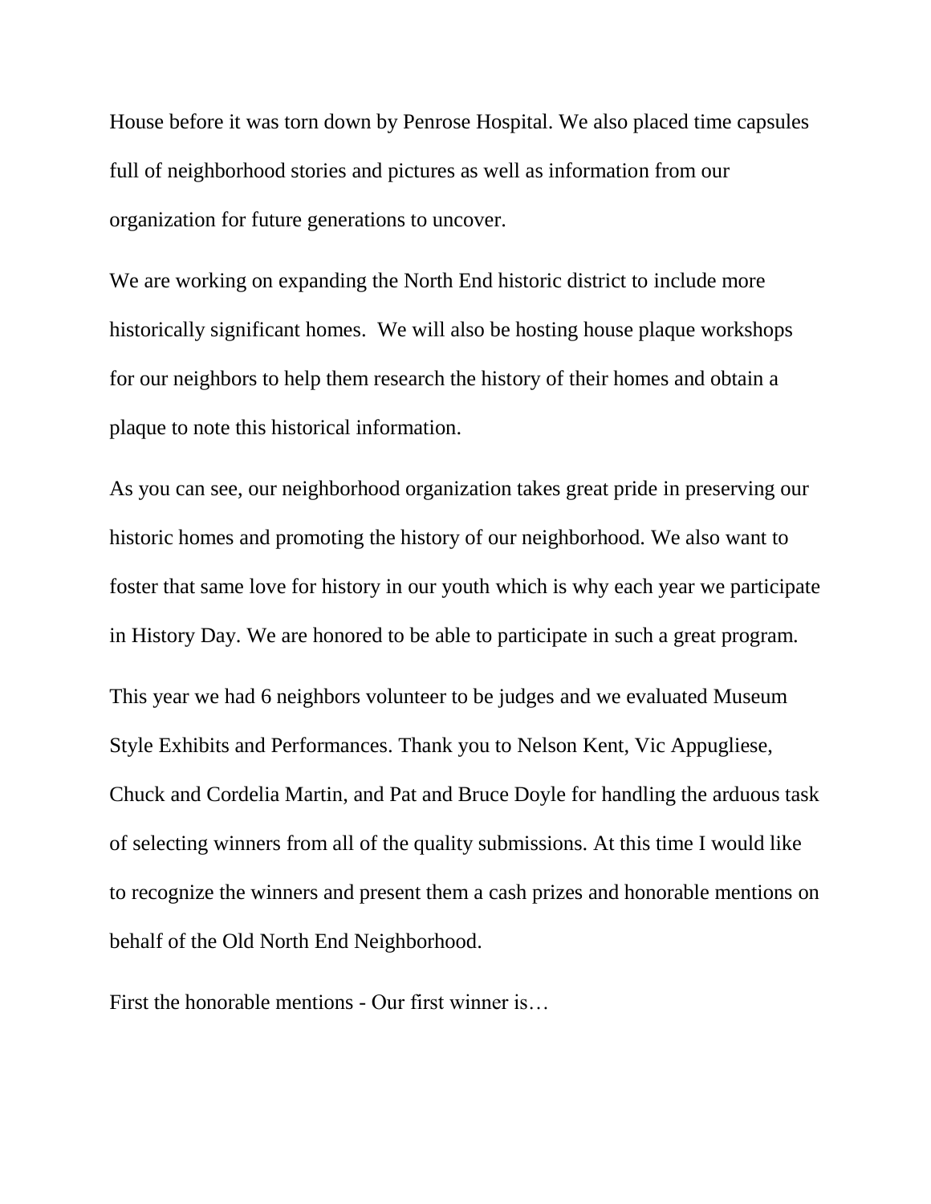House before it was torn down by Penrose Hospital. We also placed time capsules full of neighborhood stories and pictures as well as information from our organization for future generations to uncover.

We are working on expanding the North End historic district to include more historically significant homes.  We will also be hosting house plaque workshops for our neighbors to help them research the history of their homes and obtain a plaque to note this historical information.

As you can see, our neighborhood organization takes great pride in preserving our historic homes and promoting the history of our neighborhood. We also want to foster that same love for history in our youth which is why each year we participate in History Day. We are honored to be able to participate in such a great program.

This year we had 6 neighbors volunteer to be judges and we evaluated Museum Style Exhibits and Performances. Thank you to Nelson Kent, Vic Appugliese, Chuck and Cordelia Martin, and Pat and Bruce Doyle for handling the arduous task of selecting winners from all of the quality submissions. At this time I would like to recognize the winners and present them a cash prizes and honorable mentions on behalf of the Old North End Neighborhood.

First the honorable mentions - Our first winner is…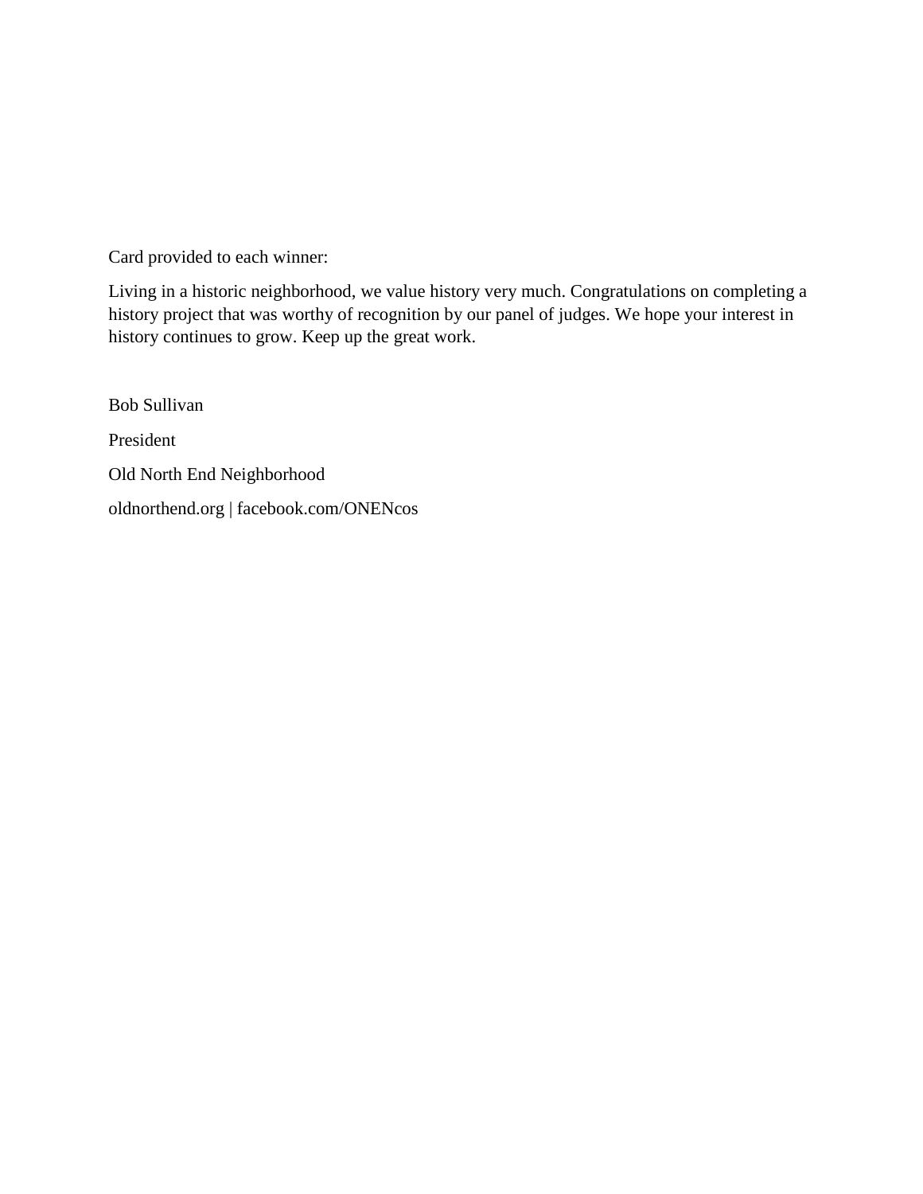Card provided to each winner:

Living in a historic neighborhood, we value history very much. Congratulations on completing a history project that was worthy of recognition by our panel of judges. We hope your interest in history continues to grow. Keep up the great work.

Bob Sullivan

President

Old North End Neighborhood

oldnorthend.org | facebook.com/ONENcos